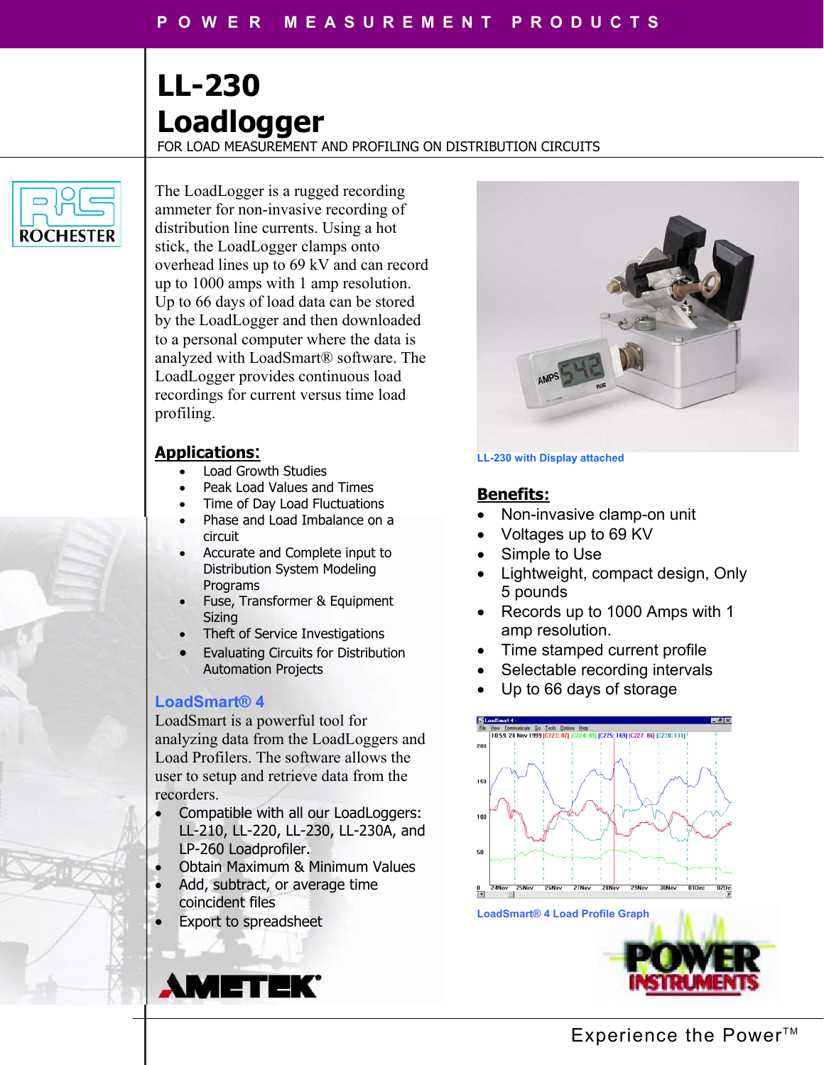# LL-230 Loadlogger

FOR LOAD MEASUREMENT AND PROFILING ON DISTRIBUTION CIRCUITS

The LoadLogger is a rugged recording ammeter for non-invasive recording of distribution line currents. Using a hot stick, the LoadLogger clamps onto overhead lines up to 69 kV and can record up to 1000 amps with 1 amp resolution. Up to 66 days of load data can be stored by the LoadLogger and then downloaded to a personal computer where the data is analyzed with LoadSmart® software. The LoadLogger provides continuous load recordings for current versus time load profiling.

## Applications:

- Load Growth Studies
- Peak Load Values and Times
- Time of Day Load Fluctuations
- Phase and Load Imbalance on a circuit
- Accurate and Complete input to Distribution System Modeling Programs
- Fuse, Transformer & Equipment Sizing
- Theft of Service Investigations
- Evaluating Circuits for Distribution Automation Projects

## LoadSmart® 4

LoadSmart is a powerful tool for analyzing data from the LoadLoggers and Load Profilers. The software allows the user to setup and retrieve data from the recorders.

- Compatible with all our LoadLoggers: LL-210, LL-220, LL-230, LL-230A, and LP-260 Loadprofiler.
- Obtain Maximum & Minimum Values
- Add, subtract, or average time coincident files
- Export to spreadsheet

LL-230 with Display attached

## Benefits:

- Non-invasive clamp-on unit
- Voltages up to 69 KV
- Simple to Use
- Lightweight, compact design, Only 5 pounds
- Records up to 1000 Amps with 1 amp resolution.
- Time stamped current profile
- Selectable recording intervals
- Up to 66 days of storage

LoadSmart® 4 Load Profile Graph

Experience the Power™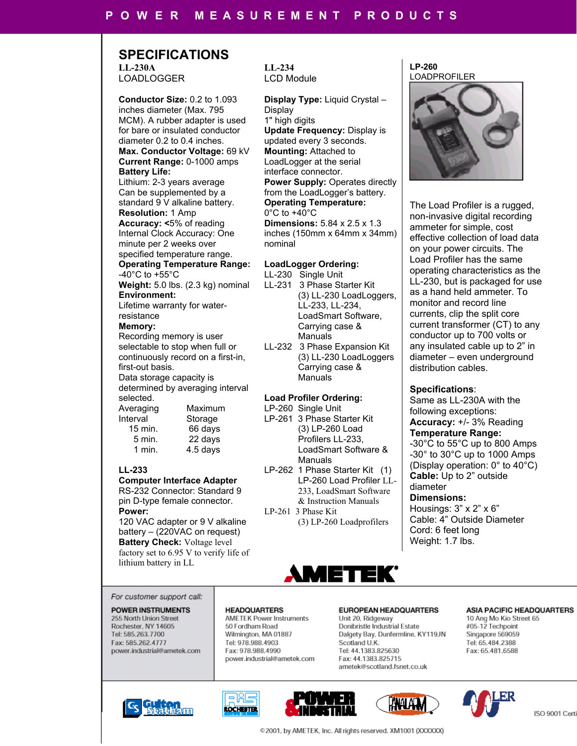# SPECIFICATIONS

## LL-230A
LOADLOGGER

**Conductor Size:** 0.2 to 1.093 inches diameter (Max. 795 MCM). A rubber adapter is used for bare or insulated conductor diameter 0.2 to 0.4 inches.
**Max. Conductor Voltage:** 69 kV
**Current Range:** 0-1000 amps
**Battery Life:**
Lithium: 2-3 years average
Can be supplemented by a standard 9 V alkaline battery.
**Resolution:** 1 Amp
**Accuracy:** <5% of reading
Internal Clock Accuracy: One minute per 2 weeks over specified temperature range.
**Operating Temperature Range:**
-40°C to +55°C
**Weight:** 5.0 lbs. (2.3 kg) nominal
**Environment:**
Lifetime warranty for water-resistance
**Memory:**
Recording memory is user selectable to stop when full or continuously record on a first-in, first-out basis.
Data storage capacity is determined by averaging interval selected.

| Averaging Interval | Maximum Storage |
|---|---|
| 15 min. | 66 days |
| 5 min. | 22 days |
| 1 min. | 4.5 days |

## LL-233
**Computer Interface Adapter**
RS-232 Connector: Standard 9 pin D-type female connector.
**Power:**
120 VAC adapter or 9 V alkaline battery – (220VAC on request)
**Battery Check:** Voltage level factory set to 6.95 V to verify life of lithium battery in LL

## LL-234
LCD Module

**Display Type:** Liquid Crystal – Display
1" high digits
**Update Frequency:** Display is updated every 3 seconds.
**Mounting:** Attached to LoadLogger at the serial interface connector.
**Power Supply:** Operates directly from the LoadLogger's battery.
**Operating Temperature:**
0°C to +40°C
**Dimensions:** 5.84 x 2.5 x 1.3 inches (150mm x 64mm x 34mm) nominal

**LoadLogger Ordering:**
- LL-230 Single Unit
- LL-231 3 Phase Starter Kit (3) LL-230 LoadLoggers, LL-233, LL-234, LoadSmart Software, Carrying case & Manuals
- LL-232 3 Phase Expansion Kit (3) LL-230 LoadLoggers Carrying case & Manuals

**Load Profiler Ordering:**
- LP-260 Single Unit
- LP-261 3 Phase Starter Kit (3) LP-260 Load Profilers LL-233, LoadSmart Software & Manuals
- LP-262 1 Phase Starter Kit (1) LP-260 Load Profiler LL-233, LoadSmart Software & Instruction Manuals
- LP-261 3 Phase Kit (3) LP-260 Loadprofilers

## LP-260
LOADPROFILER

The Load Profiler is a rugged, non-invasive digital recording ammeter for simple, cost effective collection of load data on your power circuits. The Load Profiler has the same operating characteristics as the LL-230, but is packaged for use as a hand held ammeter. To monitor and record line currents, clip the split core current transformer (CT) to any conductor up to 700 volts or any insulated cable up to 2" in diameter – even underground distribution cables.

**Specifications**:
Same as LL-230A with the following exceptions:
**Accuracy:** +/- 3% Reading
**Temperature Range:**
-30°C to 55°C up to 800 Amps
-30° to 30°C up to 1000 Amps
(Display operation: 0° to 40°C)
**Cable:** Up to 2" outside diameter
**Dimensions:**
Housings: 3" x 2" x 6"
Cable: 4" Outside Diameter
Cord: 6 feet long
Weight: 1.7 lbs.

AMETEK

*For customer support call:*

**POWER INSTRUMENTS**
255 North Union Street
Rochester, NY 14605
Tel: 585.263.7700
Fax: 585.262.4777
power.industrial@ametek.com

**HEADQUARTERS**
AMETEK Power Instruments
50 Fordham Road
Wilmington, MA 01887
Tel: 978.988.4903
Fax: 978.988.4990
power.industrial@ametek.com

**EUROPEAN HEADQUARTERS**
Unit 20, Ridgeway
Donibristle Industrial Estate
Dalgety Bay, Dunfermline, KY119JN
Scotland U.K.
Tel: 44.1383.825630
Fax: 44.1383.825715
ametek@scotland.fsnet.co.uk

**ASIA PACIFIC HEADQUARTERS**
10 Ang Mo Kio Street 65
#05-12 Techpoint
Singapore 569059
Tel: 65.484.2388
Fax: 65.481.6588

ISO 9001 Certi

©2001, by AMETEK, Inc. All rights reserved. XM1001 (XXXXXX)